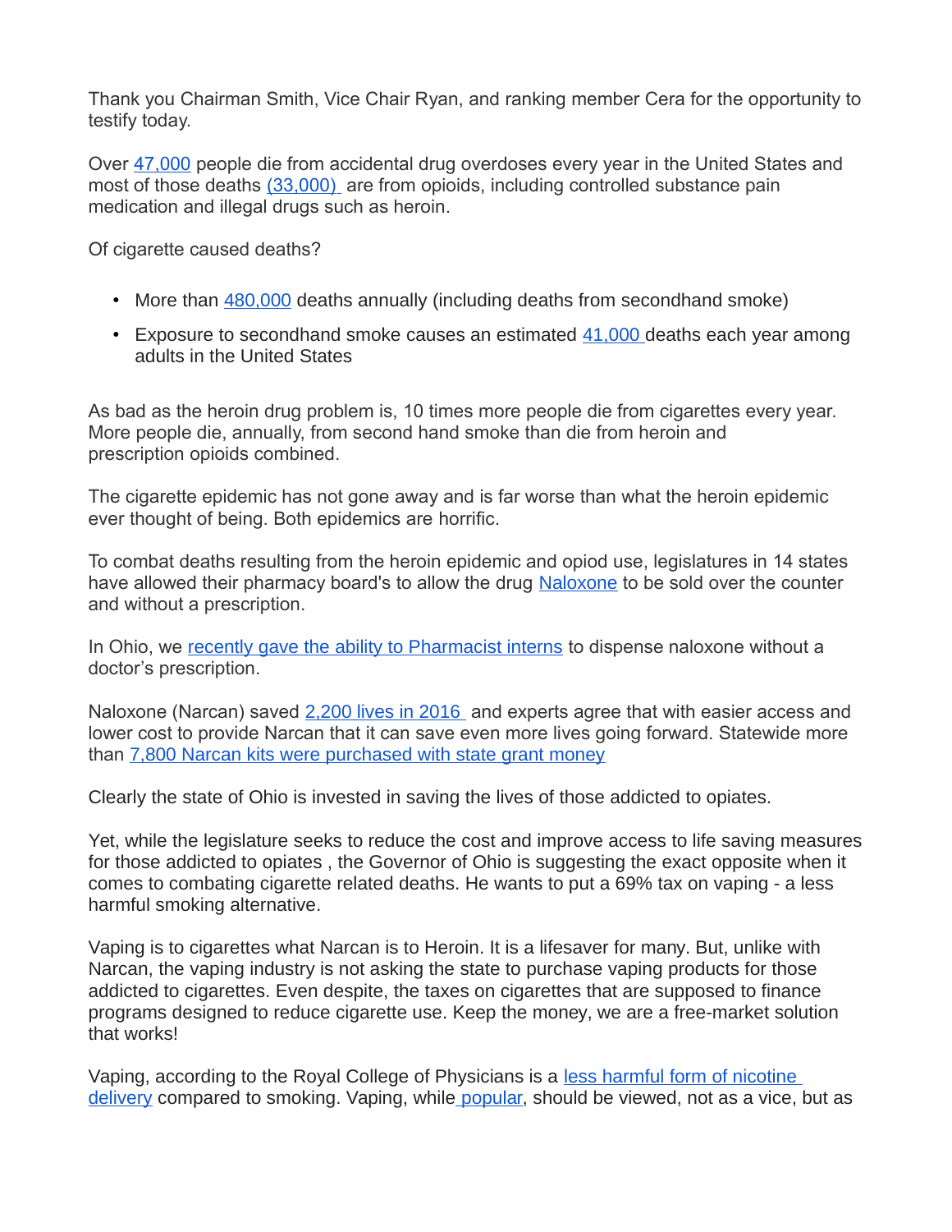Thank you Chairman Smith, Vice Chair Ryan, and ranking member Cera for the opportunity to testify today.

Over 47,000 people die from accidental drug overdoses every year in the United States and most of those deaths (33,000) are from opioids, including controlled substance pain medication and illegal drugs such as heroin.

Of cigarette caused deaths?

- More than 480,000 deaths annually (including deaths from secondhand smoke)
- Exposure to secondhand smoke causes an estimated 41,000 deaths each year among adults in the United States

As bad as the heroin drug problem is, 10 times more people die from cigarettes every year. More people die, annually, from second hand smoke than die from heroin and prescription opioids combined.

The cigarette epidemic has not gone away and is far worse than what the heroin epidemic ever thought of being. Both epidemics are horrific.

To combat deaths resulting from the heroin epidemic and opiod use, legislatures in 14 states have allowed their pharmacy board's to allow the drug Naloxone to be sold over the counter and without a prescription.

In Ohio, we recently gave the ability to Pharmacist interns to dispense naloxone without a doctor's prescription.

Naloxone (Narcan) saved 2,200 lives in 2016 and experts agree that with easier access and lower cost to provide Narcan that it can save even more lives going forward. Statewide more than 7,800 Narcan kits were purchased with state grant money

Clearly the state of Ohio is invested in saving the lives of those addicted to opiates.

Yet, while the legislature seeks to reduce the cost and improve access to life saving measures for those addicted to opiates , the Governor of Ohio is suggesting the exact opposite when it comes to combating cigarette related deaths. He wants to put a 69% tax on vaping - a less harmful smoking alternative.

Vaping is to cigarettes what Narcan is to Heroin. It is a lifesaver for many. But, unlike with Narcan, the vaping industry is not asking the state to purchase vaping products for those addicted to cigarettes. Even despite, the taxes on cigarettes that are supposed to finance programs designed to reduce cigarette use. Keep the money, we are a free-market solution that works!

Vaping, according to the Royal College of Physicians is a less harmful form of nicotine delivery compared to smoking. Vaping, while popular, should be viewed, not as a vice, but as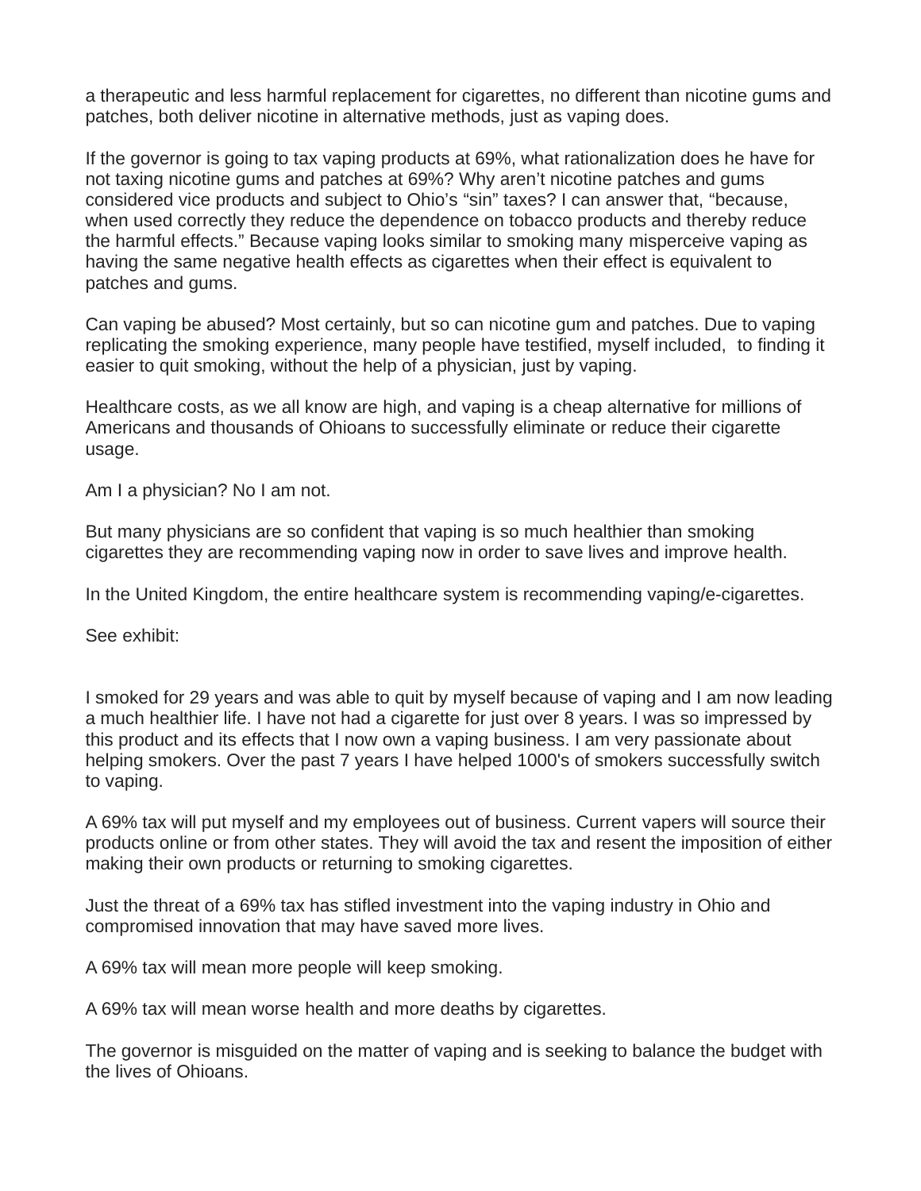a therapeutic and less harmful replacement for cigarettes, no different than nicotine gums and patches, both deliver nicotine in alternative methods, just as vaping does.

If the governor is going to tax vaping products at 69%, what rationalization does he have for not taxing nicotine gums and patches at 69%? Why aren't nicotine patches and gums considered vice products and subject to Ohio's "sin" taxes? I can answer that, "because, when used correctly they reduce the dependence on tobacco products and thereby reduce the harmful effects." Because vaping looks similar to smoking many misperceive vaping as having the same negative health effects as cigarettes when their effect is equivalent to patches and gums.

Can vaping be abused? Most certainly, but so can nicotine gum and patches. Due to vaping replicating the smoking experience, many people have testified, myself included, to finding it easier to quit smoking, without the help of a physician, just by vaping.

Healthcare costs, as we all know are high, and vaping is a cheap alternative for millions of Americans and thousands of Ohioans to successfully eliminate or reduce their cigarette usage.

Am I a physician? No I am not.

But many physicians are so confident that vaping is so much healthier than smoking cigarettes they are recommending vaping now in order to save lives and improve health.

In the United Kingdom, the entire healthcare system is recommending vaping/e-cigarettes.

See exhibit:

I smoked for 29 years and was able to quit by myself because of vaping and I am now leading a much healthier life. I have not had a cigarette for just over 8 years. I was so impressed by this product and its effects that I now own a vaping business. I am very passionate about helping smokers. Over the past 7 years I have helped 1000's of smokers successfully switch to vaping.

A 69% tax will put myself and my employees out of business. Current vapers will source their products online or from other states. They will avoid the tax and resent the imposition of either making their own products or returning to smoking cigarettes.

Just the threat of a 69% tax has stifled investment into the vaping industry in Ohio and compromised innovation that may have saved more lives.

A 69% tax will mean more people will keep smoking.

A 69% tax will mean worse health and more deaths by cigarettes.

The governor is misguided on the matter of vaping and is seeking to balance the budget with the lives of Ohioans.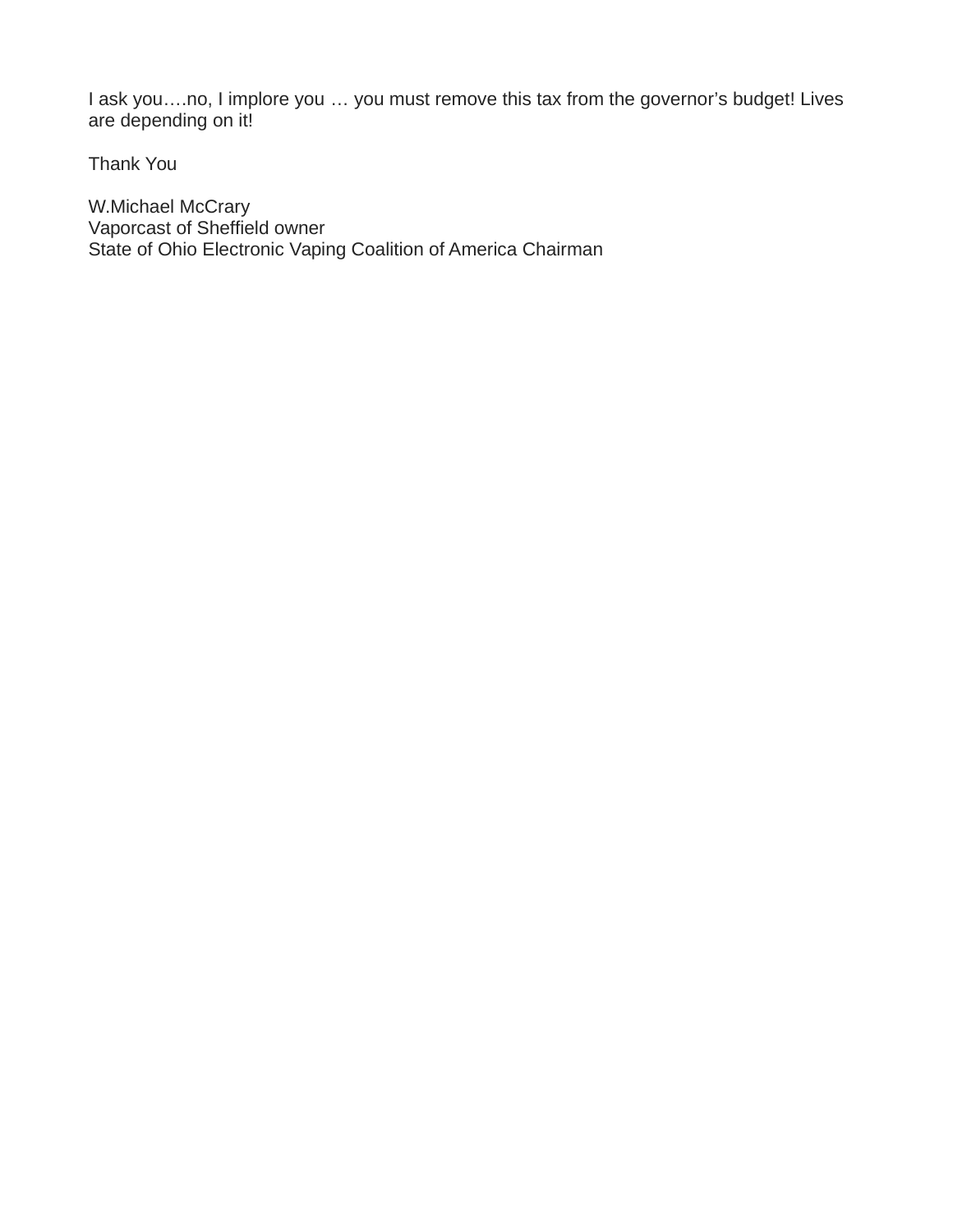I ask you….no, I implore you … you must remove this tax from the governor’s budget! Lives are depending on it!

Thank You

W.Michael McCrary
Vaporcast of Sheffield owner
State of Ohio Electronic Vaping Coalition of America Chairman